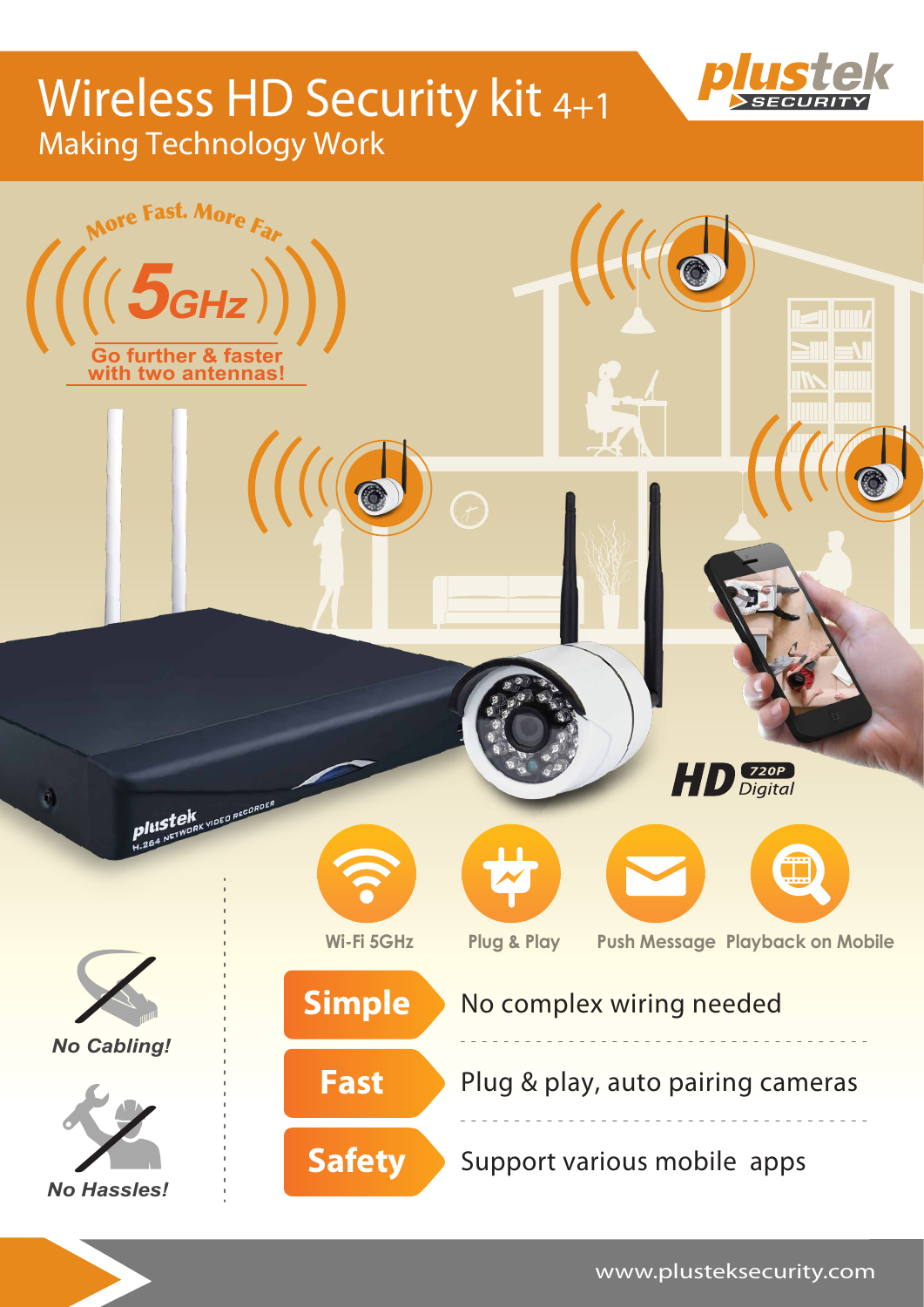# Wireless HD Security kit 4+1

## Making Technology Work

plustek SECURITY

More Fast. More Far

**5GHz**

**Go further & faster with two antennas!**

plustek H.264 NETWORK VIDEO RECORDER

**HD** 720P Digital

- Wi-Fi 5GHz
- Plug & Play
- Push Message
- Playback on Mobile

***No Cabling!***

***No Hassles!***

| | |
|---|---|
| **Simple** | No complex wiring needed |
| **Fast** | Plug & play, auto pairing cameras |
| **Safety** | Support various mobile apps |

www.plusteksecurity.com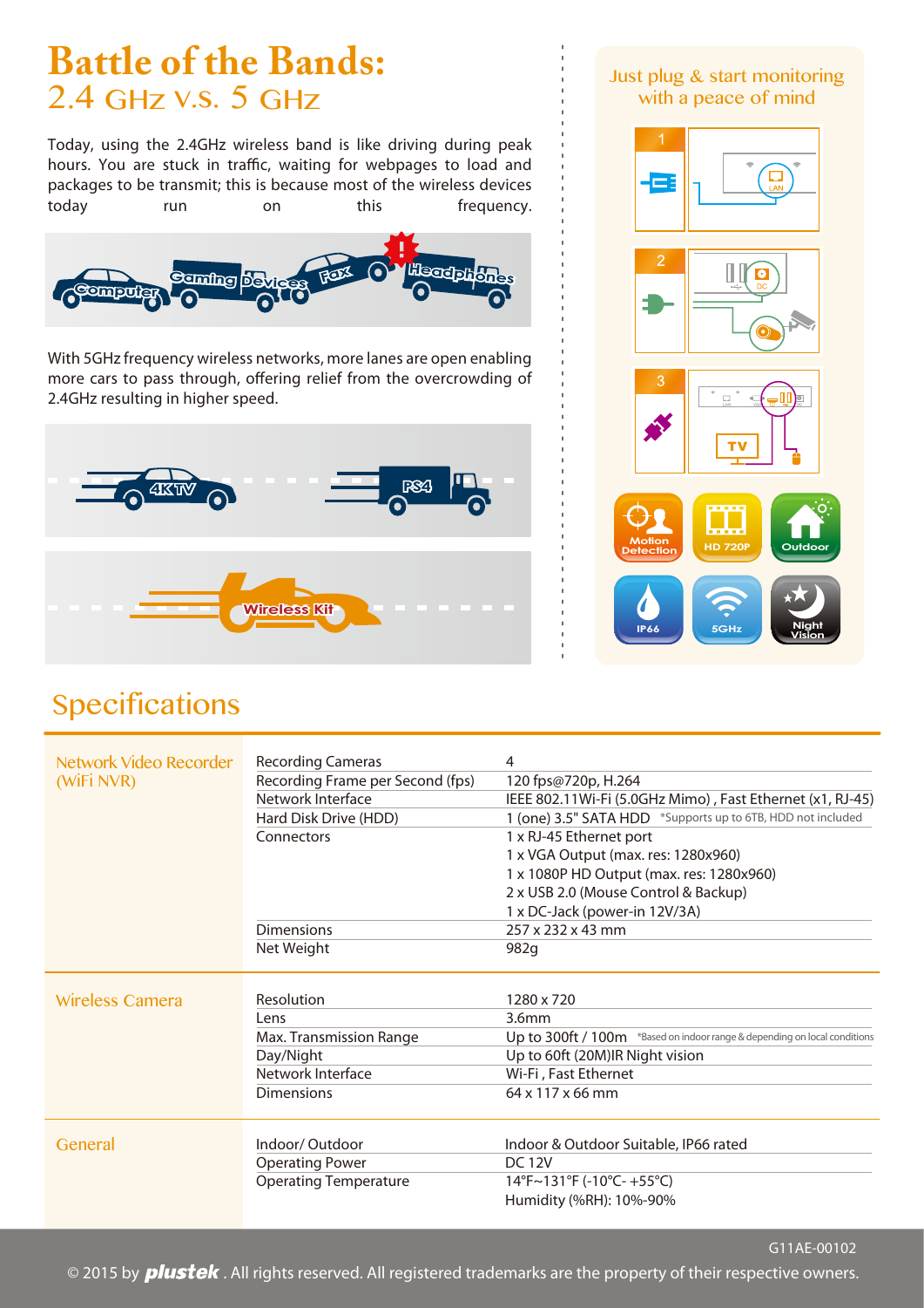# Battle of the Bands:
## 2.4 GHz v.s. 5 GHz

Today, using the 2.4GHz wireless band is like driving during peak hours. You are stuck in traffic, waiting for webpages to load and packages to be transmit; this is because most of the wireless devices today run on this frequency.

Computer
Gaming Devices
Fax
Headphones

With 5GHz frequency wireless networks, more lanes are open enabling more cars to pass through, offering relief from the overcrowding of 2.4GHz resulting in higher speed.

4KTV
PS4
Wireless Kit

Just plug & start monitoring with a peace of mind

1
LAN

2
DC

3
TV

Motion Detection
HD 720P
Outdoor
IP66
5GHz
Night Vision

## Specifications

| | | |
|---|---|---|
| Network Video Recorder (WiFi NVR) | Recording Cameras | 4 |
| | Recording Frame per Second (fps) | 120 fps@720p, H.264 |
| | Network Interface | IEEE 802.11Wi-Fi (5.0GHz Mimo) , Fast Ethernet (x1, RJ-45) |
| | Hard Disk Drive (HDD) | 1 (one) 3.5" SATA HDD *Supports up to 6TB, HDD not included |
| | Connectors | 1 x RJ-45 Ethernet port<br>1 x VGA Output (max. res: 1280x960)<br>1 x 1080P HD Output (max. res: 1280x960)<br>2 x USB 2.0 (Mouse Control & Backup)<br>1 x DC-Jack (power-in 12V/3A) |
| | Dimensions | 257 x 232 x 43 mm |
| | Net Weight | 982g |
| Wireless Camera | Resolution | 1280 x 720 |
| | Lens | 3.6mm |
| | Max. Transmission Range | Up to 300ft / 100m *Based on indoor range & depending on local conditions |
| | Day/Night | Up to 60ft (20M)IR Night vision |
| | Network Interface | Wi-Fi , Fast Ethernet |
| | Dimensions | 64 x 117 x 66 mm |
| General | Indoor/ Outdoor | Indoor & Outdoor Suitable, IP66 rated |
| | Operating Power | DC 12V |
| | Operating Temperature | 14°F~131°F (-10°C- +55°C)<br>Humidity (%RH): 10%-90% |

G11AE-00102

© 2015 by plustek. All rights reserved. All registered trademarks are the property of their respective owners.